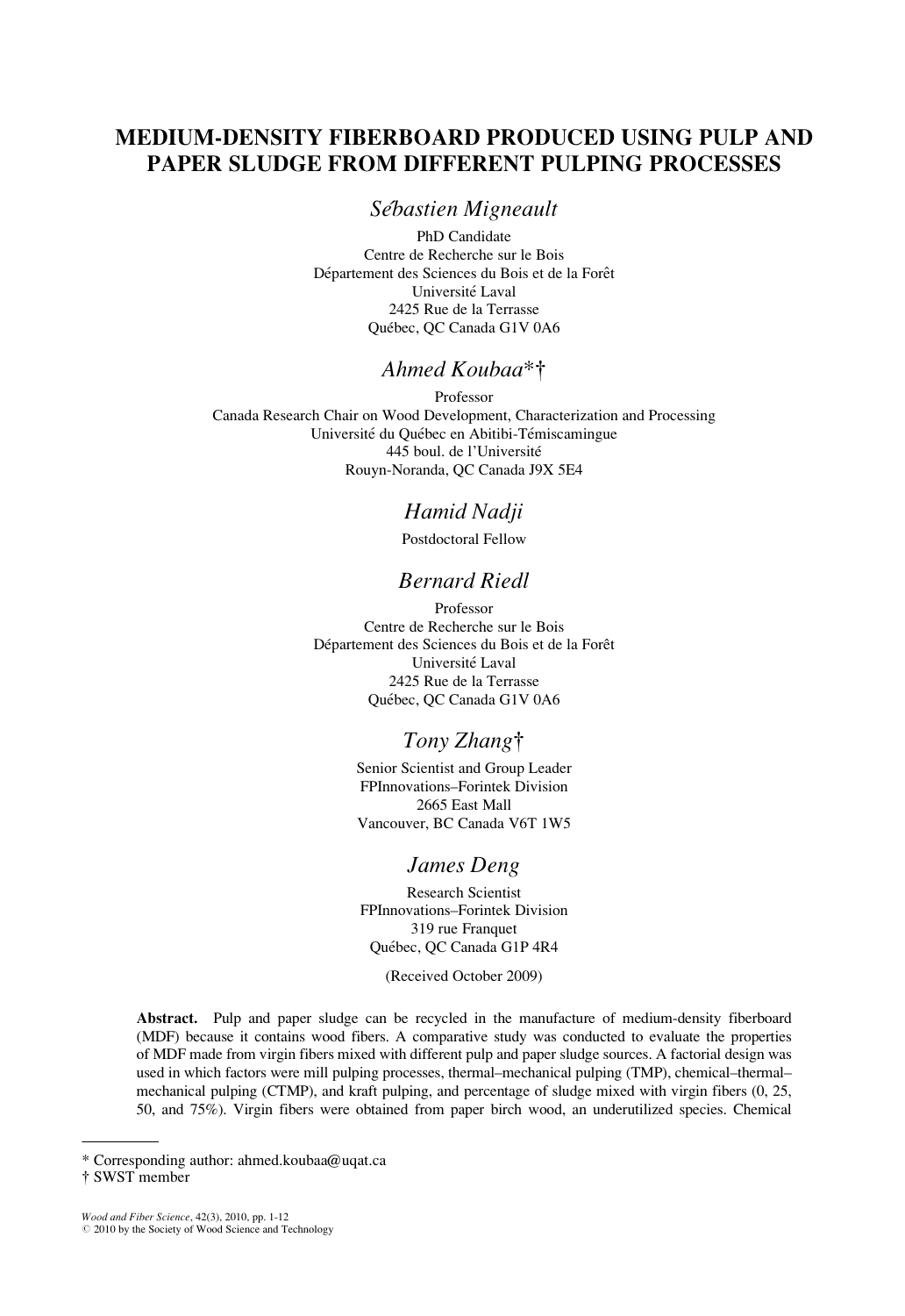# MEDIUM-DENSITY FIBERBOARD PRODUCED USING PULP AND PAPER SLUDGE FROM DIFFERENT PULPING PROCESSES

*Sébastien Migneault*

PhD Candidate
Centre de Recherche sur le Bois
Département des Sciences du Bois et de la Forêt
Université Laval
2425 Rue de la Terrasse
Québec, QC Canada G1V 0A6

*Ahmed Koubaa*\*†

Professor
Canada Research Chair on Wood Development, Characterization and Processing
Université du Québec en Abitibi-Témiscamingue
445 boul. de l'Université
Rouyn-Noranda, QC Canada J9X 5E4

*Hamid Nadji*

Postdoctoral Fellow

*Bernard Riedl*

Professor
Centre de Recherche sur le Bois
Département des Sciences du Bois et de la Forêt
Université Laval
2425 Rue de la Terrasse
Québec, QC Canada G1V 0A6

*Tony Zhang*†

Senior Scientist and Group Leader
FPInnovations–Forintek Division
2665 East Mall
Vancouver, BC Canada V6T 1W5

*James Deng*

Research Scientist
FPInnovations–Forintek Division
319 rue Franquet
Québec, QC Canada G1P 4R4

(Received October 2009)

**Abstract.** Pulp and paper sludge can be recycled in the manufacture of medium-density fiberboard (MDF) because it contains wood fibers. A comparative study was conducted to evaluate the properties of MDF made from virgin fibers mixed with different pulp and paper sludge sources. A factorial design was used in which factors were mill pulping processes, thermal–mechanical pulping (TMP), chemical–thermal–mechanical pulping (CTMP), and kraft pulping, and percentage of sludge mixed with virgin fibers (0, 25, 50, and 75%). Virgin fibers were obtained from paper birch wood, an underutilized species. Chemical

---

\* Corresponding author: ahmed.koubaa@uqat.ca

† SWST member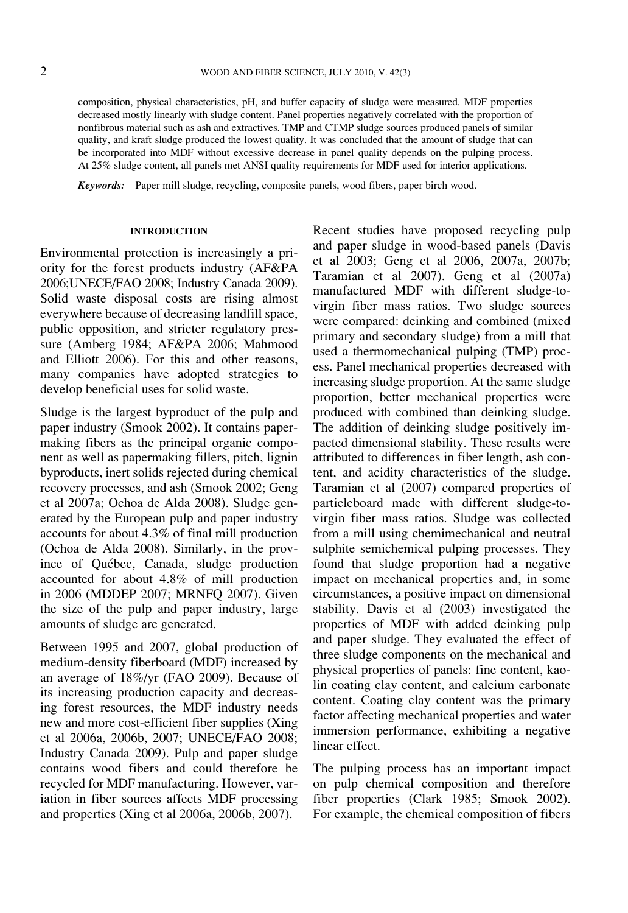composition, physical characteristics, pH, and buffer capacity of sludge were measured. MDF properties decreased mostly linearly with sludge content. Panel properties negatively correlated with the proportion of nonfibrous material such as ash and extractives. TMP and CTMP sludge sources produced panels of similar quality, and kraft sludge produced the lowest quality. It was concluded that the amount of sludge that can be incorporated into MDF without excessive decrease in panel quality depends on the pulping process. At 25% sludge content, all panels met ANSI quality requirements for MDF used for interior applications.

*Keywords:* Paper mill sludge, recycling, composite panels, wood fibers, paper birch wood.

## INTRODUCTION

Environmental protection is increasingly a priority for the forest products industry (AF&PA 2006;UNECE/FAO 2008; Industry Canada 2009). Solid waste disposal costs are rising almost everywhere because of decreasing landfill space, public opposition, and stricter regulatory pressure (Amberg 1984; AF&PA 2006; Mahmood and Elliott 2006). For this and other reasons, many companies have adopted strategies to develop beneficial uses for solid waste.

Sludge is the largest byproduct of the pulp and paper industry (Smook 2002). It contains papermaking fibers as the principal organic component as well as papermaking fillers, pitch, lignin byproducts, inert solids rejected during chemical recovery processes, and ash (Smook 2002; Geng et al 2007a; Ochoa de Alda 2008). Sludge generated by the European pulp and paper industry accounts for about 4.3% of final mill production (Ochoa de Alda 2008). Similarly, in the province of Québec, Canada, sludge production accounted for about 4.8% of mill production in 2006 (MDDEP 2007; MRNFQ 2007). Given the size of the pulp and paper industry, large amounts of sludge are generated.

Between 1995 and 2007, global production of medium-density fiberboard (MDF) increased by an average of 18%/yr (FAO 2009). Because of its increasing production capacity and decreasing forest resources, the MDF industry needs new and more cost-efficient fiber supplies (Xing et al 2006a, 2006b, 2007; UNECE/FAO 2008; Industry Canada 2009). Pulp and paper sludge contains wood fibers and could therefore be recycled for MDF manufacturing. However, variation in fiber sources affects MDF processing and properties (Xing et al 2006a, 2006b, 2007).

Recent studies have proposed recycling pulp and paper sludge in wood-based panels (Davis et al 2003; Geng et al 2006, 2007a, 2007b; Taramian et al 2007). Geng et al (2007a) manufactured MDF with different sludge-to-virgin fiber mass ratios. Two sludge sources were compared: deinking and combined (mixed primary and secondary sludge) from a mill that used a thermomechanical pulping (TMP) process. Panel mechanical properties decreased with increasing sludge proportion. At the same sludge proportion, better mechanical properties were produced with combined than deinking sludge. The addition of deinking sludge positively impacted dimensional stability. These results were attributed to differences in fiber length, ash content, and acidity characteristics of the sludge. Taramian et al (2007) compared properties of particleboard made with different sludge-to-virgin fiber mass ratios. Sludge was collected from a mill using chemimechanical and neutral sulphite semichemical pulping processes. They found that sludge proportion had a negative impact on mechanical properties and, in some circumstances, a positive impact on dimensional stability. Davis et al (2003) investigated the properties of MDF with added deinking pulp and paper sludge. They evaluated the effect of three sludge components on the mechanical and physical properties of panels: fine content, kaolin coating clay content, and calcium carbonate content. Coating clay content was the primary factor affecting mechanical properties and water immersion performance, exhibiting a negative linear effect.

The pulping process has an important impact on pulp chemical composition and therefore fiber properties (Clark 1985; Smook 2002). For example, the chemical composition of fibers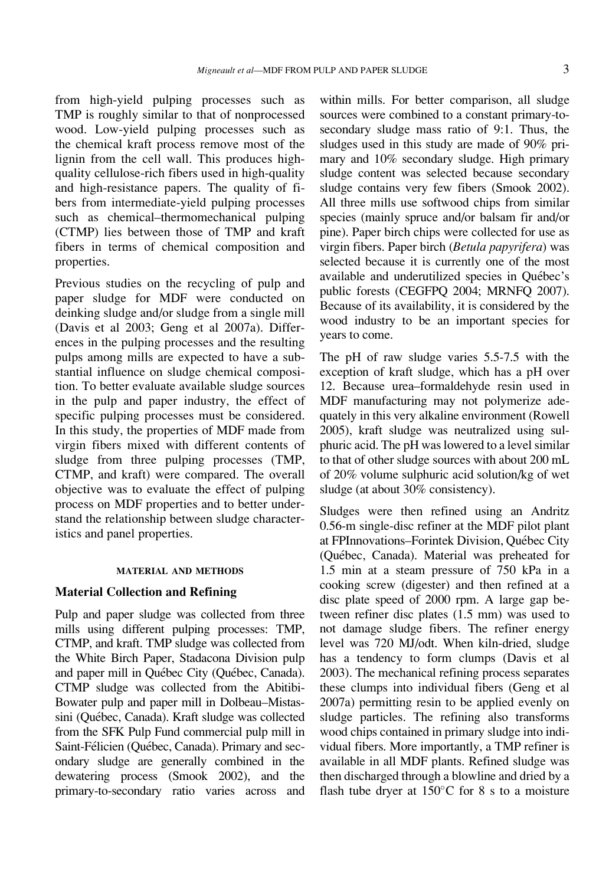from high-yield pulping processes such as TMP is roughly similar to that of nonprocessed wood. Low-yield pulping processes such as the chemical kraft process remove most of the lignin from the cell wall. This produces high-quality cellulose-rich fibers used in high-quality and high-resistance papers. The quality of fibers from intermediate-yield pulping processes such as chemical–thermomechanical pulping (CTMP) lies between those of TMP and kraft fibers in terms of chemical composition and properties.

Previous studies on the recycling of pulp and paper sludge for MDF were conducted on deinking sludge and/or sludge from a single mill (Davis et al 2003; Geng et al 2007a). Differences in the pulping processes and the resulting pulps among mills are expected to have a substantial influence on sludge chemical composition. To better evaluate available sludge sources in the pulp and paper industry, the effect of specific pulping processes must be considered. In this study, the properties of MDF made from virgin fibers mixed with different contents of sludge from three pulping processes (TMP, CTMP, and kraft) were compared. The overall objective was to evaluate the effect of pulping process on MDF properties and to better understand the relationship between sludge characteristics and panel properties.

## MATERIAL AND METHODS

### Material Collection and Refining

Pulp and paper sludge was collected from three mills using different pulping processes: TMP, CTMP, and kraft. TMP sludge was collected from the White Birch Paper, Stadacona Division pulp and paper mill in Québec City (Québec, Canada). CTMP sludge was collected from the Abitibi-Bowater pulp and paper mill in Dolbeau–Mistassini (Québec, Canada). Kraft sludge was collected from the SFK Pulp Fund commercial pulp mill in Saint-Félicien (Québec, Canada). Primary and secondary sludge are generally combined in the dewatering process (Smook 2002), and the primary-to-secondary ratio varies across and within mills. For better comparison, all sludge sources were combined to a constant primary-to-secondary sludge mass ratio of 9:1. Thus, the sludges used in this study are made of 90% primary and 10% secondary sludge. High primary sludge content was selected because secondary sludge contains very few fibers (Smook 2002). All three mills use softwood chips from similar species (mainly spruce and/or balsam fir and/or pine). Paper birch chips were collected for use as virgin fibers. Paper birch (*Betula papyrifera*) was selected because it is currently one of the most available and underutilized species in Québec's public forests (CEGFPQ 2004; MRNFQ 2007). Because of its availability, it is considered by the wood industry to be an important species for years to come.

The pH of raw sludge varies 5.5-7.5 with the exception of kraft sludge, which has a pH over 12. Because urea–formaldehyde resin used in MDF manufacturing may not polymerize adequately in this very alkaline environment (Rowell 2005), kraft sludge was neutralized using sulphuric acid. The pH was lowered to a level similar to that of other sludge sources with about 200 mL of 20% volume sulphuric acid solution/kg of wet sludge (at about 30% consistency).

Sludges were then refined using an Andritz 0.56-m single-disc refiner at the MDF pilot plant at FPInnovations–Forintek Division, Québec City (Québec, Canada). Material was preheated for 1.5 min at a steam pressure of 750 kPa in a cooking screw (digester) and then refined at a disc plate speed of 2000 rpm. A large gap between refiner disc plates (1.5 mm) was used to not damage sludge fibers. The refiner energy level was 720 MJ/odt. When kiln-dried, sludge has a tendency to form clumps (Davis et al 2003). The mechanical refining process separates these clumps into individual fibers (Geng et al 2007a) permitting resin to be applied evenly on sludge particles. The refining also transforms wood chips contained in primary sludge into individual fibers. More importantly, a TMP refiner is available in all MDF plants. Refined sludge was then discharged through a blowline and dried by a flash tube dryer at 150°C for 8 s to a moisture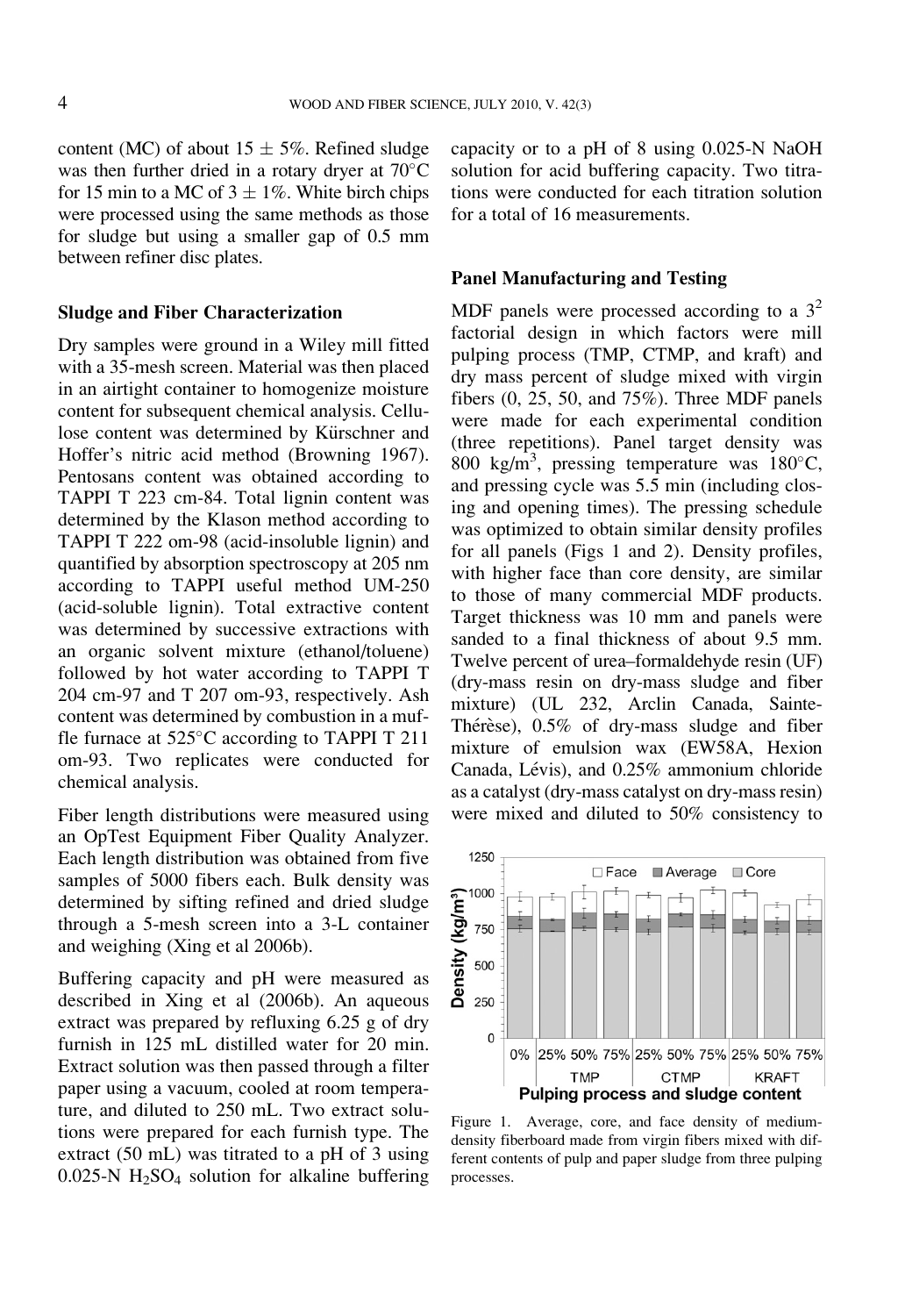content (MC) of about 15 ± 5%. Refined sludge was then further dried in a rotary dryer at 70°C for 15 min to a MC of 3 ± 1%. White birch chips were processed using the same methods as those for sludge but using a smaller gap of 0.5 mm between refiner disc plates.

### Sludge and Fiber Characterization

Dry samples were ground in a Wiley mill fitted with a 35-mesh screen. Material was then placed in an airtight container to homogenize moisture content for subsequent chemical analysis. Cellulose content was determined by Kürschner and Hoffer's nitric acid method (Browning 1967). Pentosans content was obtained according to TAPPI T 223 cm-84. Total lignin content was determined by the Klason method according to TAPPI T 222 om-98 (acid-insoluble lignin) and quantified by absorption spectroscopy at 205 nm according to TAPPI useful method UM-250 (acid-soluble lignin). Total extractive content was determined by successive extractions with an organic solvent mixture (ethanol/toluene) followed by hot water according to TAPPI T 204 cm-97 and T 207 om-93, respectively. Ash content was determined by combustion in a muffle furnace at 525°C according to TAPPI T 211 om-93. Two replicates were conducted for chemical analysis.

Fiber length distributions were measured using an OpTest Equipment Fiber Quality Analyzer. Each length distribution was obtained from five samples of 5000 fibers each. Bulk density was determined by sifting refined and dried sludge through a 5-mesh screen into a 3-L container and weighing (Xing et al 2006b).

Buffering capacity and pH were measured as described in Xing et al (2006b). An aqueous extract was prepared by refluxing 6.25 g of dry furnish in 125 mL distilled water for 20 min. Extract solution was then passed through a filter paper using a vacuum, cooled at room temperature, and diluted to 250 mL. Two extract solutions were prepared for each furnish type. The extract (50 mL) was titrated to a pH of 3 using 0.025-N $H_2SO_4$ solution for alkaline buffering capacity or to a pH of 8 using 0.025-N NaOH solution for acid buffering capacity. Two titrations were conducted for each titration solution for a total of 16 measurements.

### Panel Manufacturing and Testing

MDF panels were processed according to a $3^2$ factorial design in which factors were mill pulping process (TMP, CTMP, and kraft) and dry mass percent of sludge mixed with virgin fibers (0, 25, 50, and 75%). Three MDF panels were made for each experimental condition (three repetitions). Panel target density was 800 kg/m$^3$, pressing temperature was 180°C, and pressing cycle was 5.5 min (including closing and opening times). The pressing schedule was optimized to obtain similar density profiles for all panels (Figs 1 and 2). Density profiles, with higher face than core density, are similar to those of many commercial MDF products. Target thickness was 10 mm and panels were sanded to a final thickness of about 9.5 mm. Twelve percent of urea–formaldehyde resin (UF) (dry-mass resin on dry-mass sludge and fiber mixture) (UL 232, Arclin Canada, Sainte-Thérèse), 0.5% of dry-mass sludge and fiber mixture of emulsion wax (EW58A, Hexion Canada, Lévis), and 0.25% ammonium chloride as a catalyst (dry-mass catalyst on dry-mass resin) were mixed and diluted to 50% consistency to

Figure 1. Average, core, and face density of medium-density fiberboard made from virgin fibers mixed with different contents of pulp and paper sludge from three pulping processes.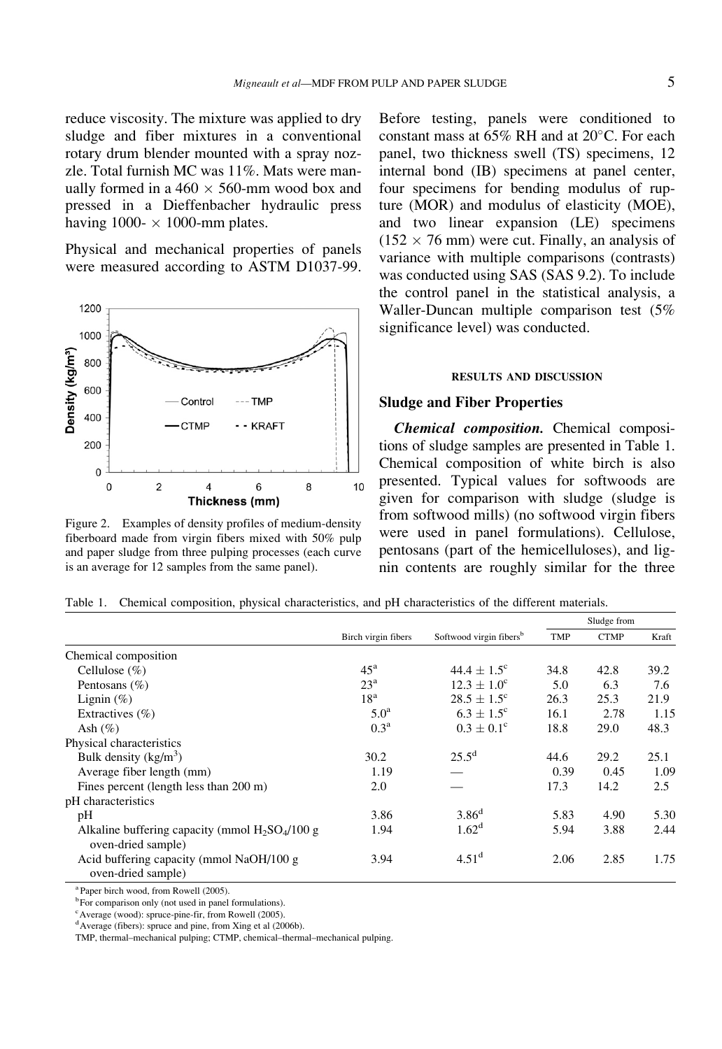reduce viscosity. The mixture was applied to dry sludge and fiber mixtures in a conventional rotary drum blender mounted with a spray nozzle. Total furnish MC was 11%. Mats were manually formed in a 460 × 560-mm wood box and pressed in a Dieffenbacher hydraulic press having 1000- × 1000-mm plates.

Physical and mechanical properties of panels were measured according to ASTM D1037-99.

Figure 2. Examples of density profiles of medium-density fiberboard made from virgin fibers mixed with 50% pulp and paper sludge from three pulping processes (each curve is an average for 12 samples from the same panel).

Before testing, panels were conditioned to constant mass at 65% RH and at 20°C. For each panel, two thickness swell (TS) specimens, 12 internal bond (IB) specimens at panel center, four specimens for bending modulus of rupture (MOR) and modulus of elasticity (MOE), and two linear expansion (LE) specimens (152 × 76 mm) were cut. Finally, an analysis of variance with multiple comparisons (contrasts) was conducted using SAS (SAS 9.2). To include the control panel in the statistical analysis, a Waller-Duncan multiple comparison test (5% significance level) was conducted.

## RESULTS AND DISCUSSION

### Sludge and Fiber Properties

***Chemical composition.*** Chemical compositions of sludge samples are presented in Table 1. Chemical composition of white birch is also presented. Typical values for softwoods are given for comparison with sludge (sludge is from softwood mills) (no softwood virgin fibers were used in panel formulations). Cellulose, pentosans (part of the hemicelluloses), and lignin contents are roughly similar for the three

Table 1. Chemical composition, physical characteristics, and pH characteristics of the different materials.

| | Birch virgin fibers | Softwood virgin fibers[b] | Sludge from | | |
|---|---|---|---|---|---|
| | | | TMP | CTMP | Kraft |
| Chemical composition | | | | | |
| Cellulose (%) | 45[a] | 44.4 ± 1.5[c] | 34.8 | 42.8 | 39.2 |
| Pentosans (%) | 23[a] | 12.3 ± 1.0[c] | 5.0 | 6.3 | 7.6 |
| Lignin (%) | 18[a] | 28.5 ± 1.5[c] | 26.3 | 25.3 | 21.9 |
| Extractives (%) | 5.0[a] | 6.3 ± 1.5[c] | 16.1 | 2.78 | 1.15 |
| Ash (%) | 0.3[a] | 0.3 ± 0.1[c] | 18.8 | 29.0 | 48.3 |
| Physical characteristics | | | | | |
| Bulk density (kg/m$^3$) | 30.2 | 25.5[d] | 44.6 | 29.2 | 25.1 |
| Average fiber length (mm) | 1.19 | — | 0.39 | 0.45 | 1.09 |
| Fines percent (length less than 200 m) | 2.0 | — | 17.3 | 14.2 | 2.5 |
| pH characteristics | | | | | |
| pH | 3.86 | 3.86[d] | 5.83 | 4.90 | 5.30 |
| Alkaline buffering capacity (mmol $H_2SO_4$/100 g oven-dried sample) | 1.94 | 1.62[d] | 5.94 | 3.88 | 2.44 |
| Acid buffering capacity (mmol NaOH/100 g oven-dried sample) | 3.94 | 4.51[d] | 2.06 | 2.85 | 1.75 |

[a] Paper birch wood, from Rowell (2005).
[b] For comparison only (not used in panel formulations).
[c] Average (wood): spruce-pine-fir, from Rowell (2005).
[d] Average (fibers): spruce and pine, from Xing et al (2006b).
TMP, thermal–mechanical pulping; CTMP, chemical–thermal–mechanical pulping.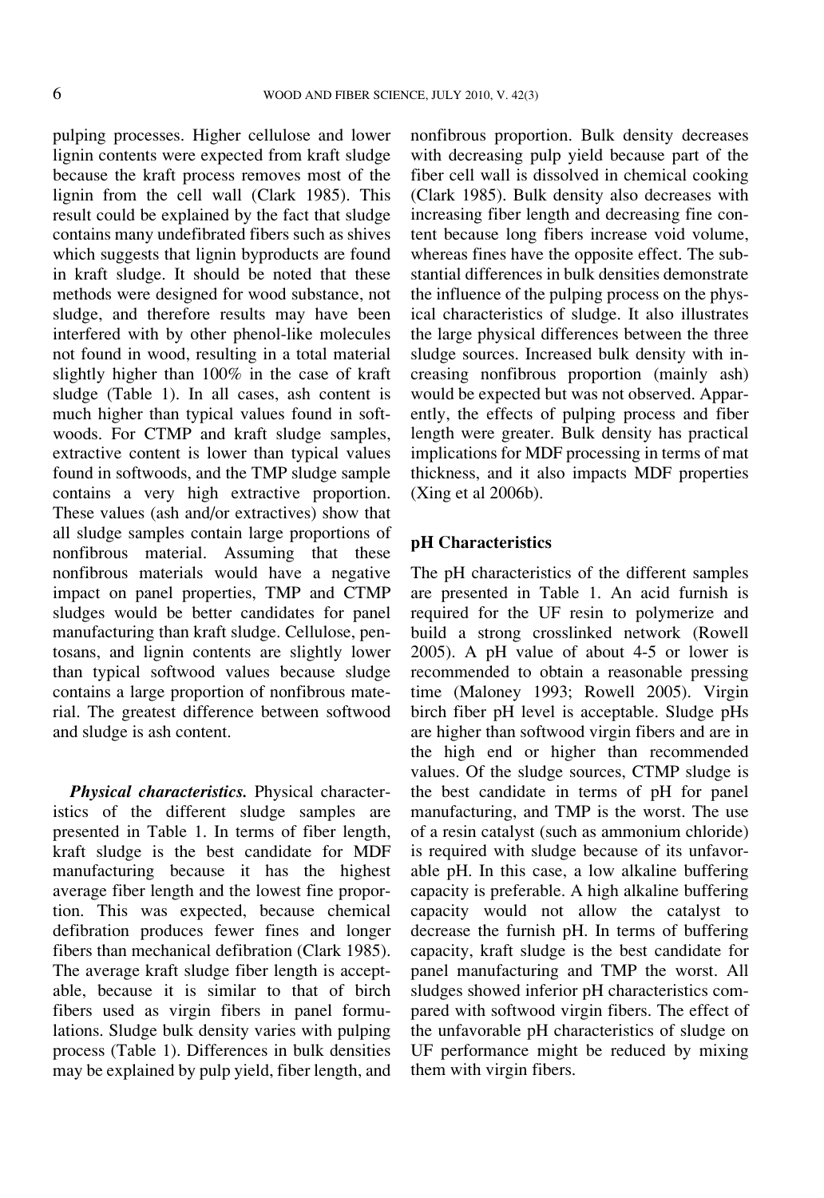pulping processes. Higher cellulose and lower lignin contents were expected from kraft sludge because the kraft process removes most of the lignin from the cell wall (Clark 1985). This result could be explained by the fact that sludge contains many undefibrated fibers such as shives which suggests that lignin byproducts are found in kraft sludge. It should be noted that these methods were designed for wood substance, not sludge, and therefore results may have been interfered with by other phenol-like molecules not found in wood, resulting in a total material slightly higher than 100% in the case of kraft sludge (Table 1). In all cases, ash content is much higher than typical values found in softwoods. For CTMP and kraft sludge samples, extractive content is lower than typical values found in softwoods, and the TMP sludge sample contains a very high extractive proportion. These values (ash and/or extractives) show that all sludge samples contain large proportions of nonfibrous material. Assuming that these nonfibrous materials would have a negative impact on panel properties, TMP and CTMP sludges would be better candidates for panel manufacturing than kraft sludge. Cellulose, pentosans, and lignin contents are slightly lower than typical softwood values because sludge contains a large proportion of nonfibrous material. The greatest difference between softwood and sludge is ash content.

***Physical characteristics.*** Physical characteristics of the different sludge samples are presented in Table 1. In terms of fiber length, kraft sludge is the best candidate for MDF manufacturing because it has the highest average fiber length and the lowest fine proportion. This was expected, because chemical defibration produces fewer fines and longer fibers than mechanical defibration (Clark 1985). The average kraft sludge fiber length is acceptable, because it is similar to that of birch fibers used as virgin fibers in panel formulations. Sludge bulk density varies with pulping process (Table 1). Differences in bulk densities may be explained by pulp yield, fiber length, and nonfibrous proportion. Bulk density decreases with decreasing pulp yield because part of the fiber cell wall is dissolved in chemical cooking (Clark 1985). Bulk density also decreases with increasing fiber length and decreasing fine content because long fibers increase void volume, whereas fines have the opposite effect. The substantial differences in bulk densities demonstrate the influence of the pulping process on the physical characteristics of sludge. It also illustrates the large physical differences between the three sludge sources. Increased bulk density with increasing nonfibrous proportion (mainly ash) would be expected but was not observed. Apparently, the effects of pulping process and fiber length were greater. Bulk density has practical implications for MDF processing in terms of mat thickness, and it also impacts MDF properties (Xing et al 2006b).

### pH Characteristics

The pH characteristics of the different samples are presented in Table 1. An acid furnish is required for the UF resin to polymerize and build a strong crosslinked network (Rowell 2005). A pH value of about 4-5 or lower is recommended to obtain a reasonable pressing time (Maloney 1993; Rowell 2005). Virgin birch fiber pH level is acceptable. Sludge pHs are higher than softwood virgin fibers and are in the high end or higher than recommended values. Of the sludge sources, CTMP sludge is the best candidate in terms of pH for panel manufacturing, and TMP is the worst. The use of a resin catalyst (such as ammonium chloride) is required with sludge because of its unfavorable pH. In this case, a low alkaline buffering capacity is preferable. A high alkaline buffering capacity would not allow the catalyst to decrease the furnish pH. In terms of buffering capacity, kraft sludge is the best candidate for panel manufacturing and TMP the worst. All sludges showed inferior pH characteristics compared with softwood virgin fibers. The effect of the unfavorable pH characteristics of sludge on UF performance might be reduced by mixing them with virgin fibers.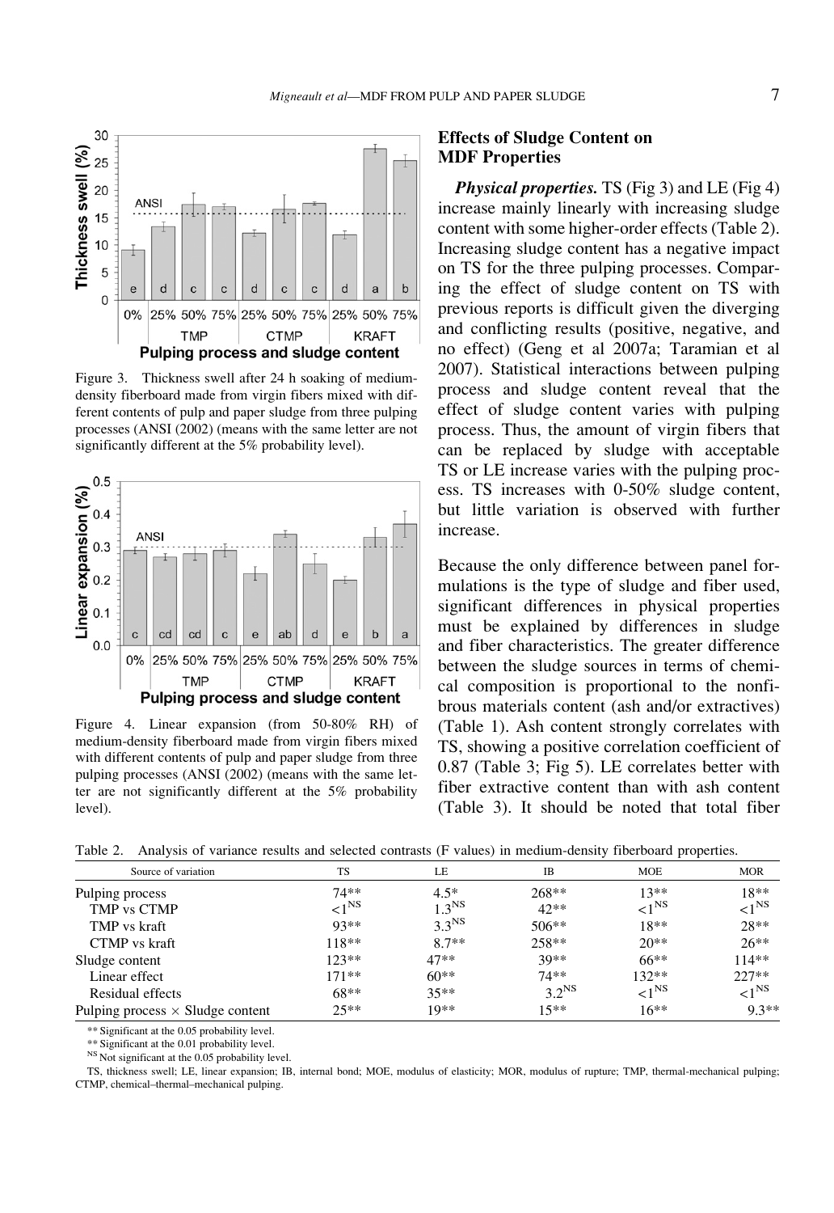Figure 3. Thickness swell after 24 h soaking of medium-density fiberboard made from virgin fibers mixed with different contents of pulp and paper sludge from three pulping processes (ANSI (2002) (means with the same letter are not significantly different at the 5% probability level).

Figure 4. Linear expansion (from 50-80% RH) of medium-density fiberboard made from virgin fibers mixed with different contents of pulp and paper sludge from three pulping processes (ANSI (2002) (means with the same letter are not significantly different at the 5% probability level).

## Effects of Sludge Content on MDF Properties

***Physical properties.*** TS (Fig 3) and LE (Fig 4) increase mainly linearly with increasing sludge content with some higher-order effects (Table 2). Increasing sludge content has a negative impact on TS for the three pulping processes. Comparing the effect of sludge content on TS with previous reports is difficult given the diverging and conflicting results (positive, negative, and no effect) (Geng et al 2007a; Taramian et al 2007). Statistical interactions between pulping process and sludge content reveal that the effect of sludge content varies with pulping process. Thus, the amount of virgin fibers that can be replaced by sludge with acceptable TS or LE increase varies with the pulping process. TS increases with 0-50% sludge content, but little variation is observed with further increase.

Because the only difference between panel formulations is the type of sludge and fiber used, significant differences in physical properties must be explained by differences in sludge and fiber characteristics. The greater difference between the sludge sources in terms of chemical composition is proportional to the nonfibrous materials content (ash and/or extractives) (Table 1). Ash content strongly correlates with TS, showing a positive correlation coefficient of 0.87 (Table 3; Fig 5). LE correlates better with fiber extractive content than with ash content (Table 3). It should be noted that total fiber

Table 2. Analysis of variance results and selected contrasts (F values) in medium-density fiberboard properties.

| Source of variation | TS | LE | IB | MOE | MOR |
|---|---|---|---|---|---|
| Pulping process | 74** | 4.5* | 268** | 13** | 18** |
| TMP vs CTMP | <1[NS] | 1.3[NS] | 42** | <1[NS] | <1[NS] |
| TMP vs kraft | 93** | 3.3[NS] | 506** | 18** | 28** |
| CTMP vs kraft | 118** | 8.7** | 258** | 20** | 26** |
| Sludge content | 123** | 47** | 39** | 66** | 114** |
| Linear effect | 171** | 60** | 74** | 132** | 227** |
| Residual effects | 68** | 35** | 3.2[NS] | <1[NS] | <1[NS] |
| Pulping process × Sludge content | 25** | 19** | 15** | 16** | 9.3** |

** Significant at the 0.05 probability level.
** Significant at the 0.01 probability level.
[NS] Not significant at the 0.05 probability level.
TS, thickness swell; LE, linear expansion; IB, internal bond; MOE, modulus of elasticity; MOR, modulus of rupture; TMP, thermal-mechanical pulping; CTMP, chemical–thermal–mechanical pulping.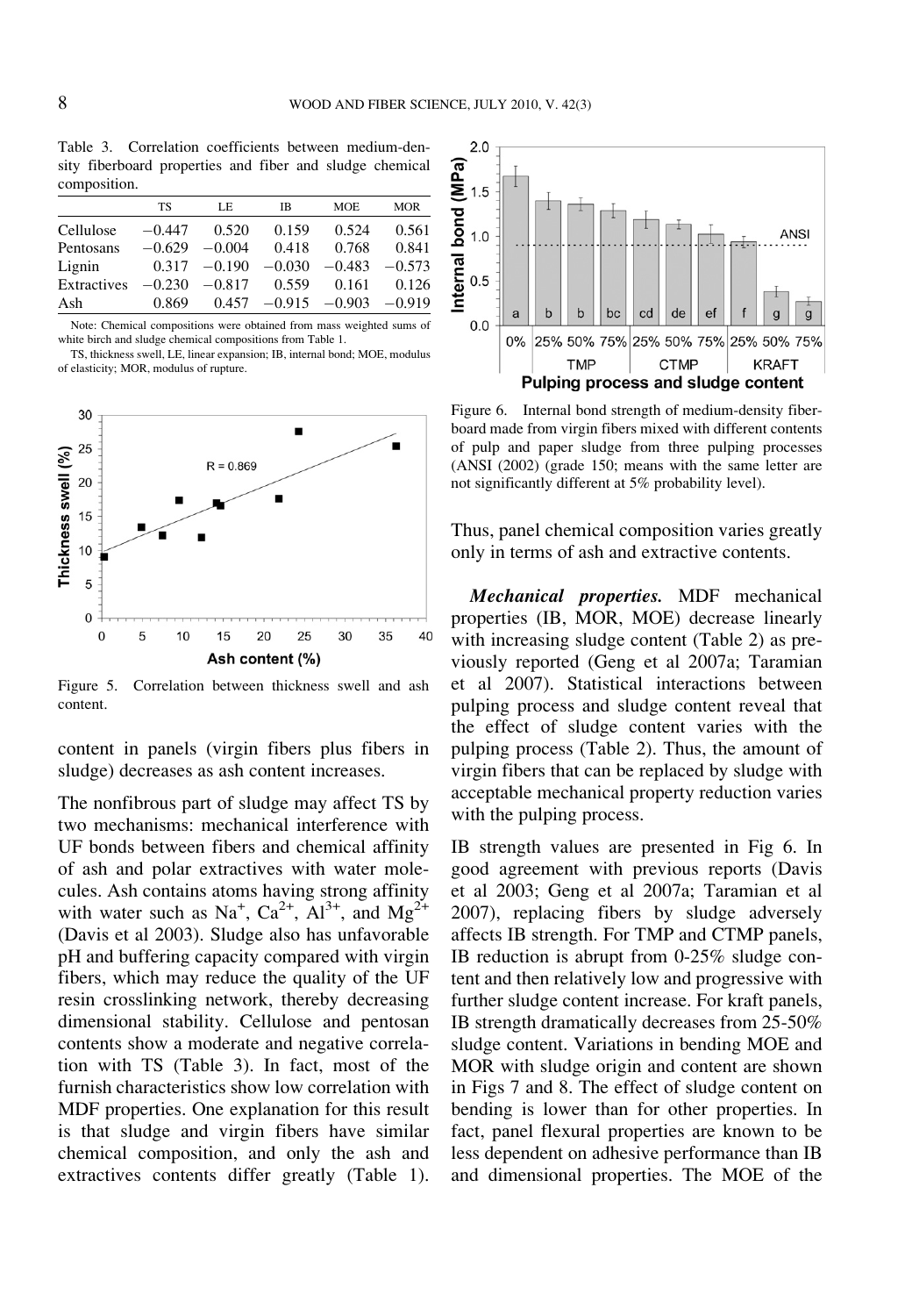Table 3. Correlation coefficients between medium-density fiberboard properties and fiber and sludge chemical composition.

| | TS | LE | IB | MOE | MOR |
|---|---|---|---|---|---|
| Cellulose | −0.447 | 0.520 | 0.159 | 0.524 | 0.561 |
| Pentosans | −0.629 | −0.004 | 0.418 | 0.768 | 0.841 |
| Lignin | 0.317 | −0.190 | −0.030 | −0.483 | −0.573 |
| Extractives | −0.230 | −0.817 | 0.559 | 0.161 | 0.126 |
| Ash | 0.869 | 0.457 | −0.915 | −0.903 | −0.919 |

Note: Chemical compositions were obtained from mass weighted sums of white birch and sludge chemical compositions from Table 1.

TS, thickness swell, LE, linear expansion; IB, internal bond; MOE, modulus of elasticity; MOR, modulus of rupture.

Figure 5. Correlation between thickness swell and ash content.

content in panels (virgin fibers plus fibers in sludge) decreases as ash content increases.

The nonfibrous part of sludge may affect TS by two mechanisms: mechanical interference with UF bonds between fibers and chemical affinity of ash and polar extractives with water molecules. Ash contains atoms having strong affinity with water such as $Na^+$, $Ca^{2+}$, $Al^{3+}$, and $Mg^{2+}$ (Davis et al 2003). Sludge also has unfavorable pH and buffering capacity compared with virgin fibers, which may reduce the quality of the UF resin crosslinking network, thereby decreasing dimensional stability. Cellulose and pentosan contents show a moderate and negative correlation with TS (Table 3). In fact, most of the furnish characteristics show low correlation with MDF properties. One explanation for this result is that sludge and virgin fibers have similar chemical composition, and only the ash and extractives contents differ greatly (Table 1). Thus, panel chemical composition varies greatly only in terms of ash and extractive contents.

Figure 6. Internal bond strength of medium-density fiberboard made from virgin fibers mixed with different contents of pulp and paper sludge from three pulping processes (ANSI (2002) (grade 150; means with the same letter are not significantly different at 5% probability level).

***Mechanical properties.*** MDF mechanical properties (IB, MOR, MOE) decrease linearly with increasing sludge content (Table 2) as previously reported (Geng et al 2007a; Taramian et al 2007). Statistical interactions between pulping process and sludge content reveal that the effect of sludge content varies with the pulping process (Table 2). Thus, the amount of virgin fibers that can be replaced by sludge with acceptable mechanical property reduction varies with the pulping process.

IB strength values are presented in Fig 6. In good agreement with previous reports (Davis et al 2003; Geng et al 2007a; Taramian et al 2007), replacing fibers by sludge adversely affects IB strength. For TMP and CTMP panels, IB reduction is abrupt from 0-25% sludge content and then relatively low and progressive with further sludge content increase. For kraft panels, IB strength dramatically decreases from 25-50% sludge content. Variations in bending MOE and MOR with sludge origin and content are shown in Figs 7 and 8. The effect of sludge content on bending is lower than for other properties. In fact, panel flexural properties are known to be less dependent on adhesive performance than IB and dimensional properties. The MOE of the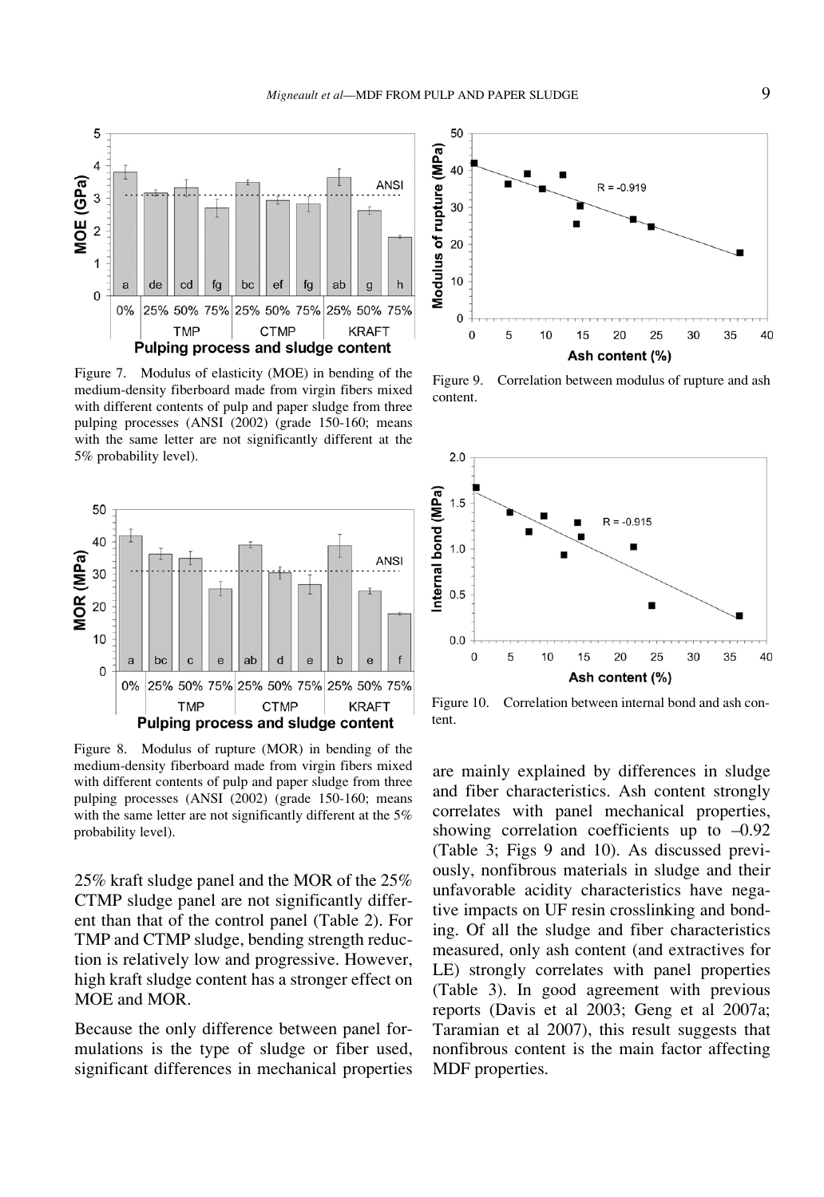Figure 7. Modulus of elasticity (MOE) in bending of the medium-density fiberboard made from virgin fibers mixed with different contents of pulp and paper sludge from three pulping processes (ANSI (2002) (grade 150-160; means with the same letter are not significantly different at the 5% probability level).

Figure 8. Modulus of rupture (MOR) in bending of the medium-density fiberboard made from virgin fibers mixed with different contents of pulp and paper sludge from three pulping processes (ANSI (2002) (grade 150-160; means with the same letter are not significantly different at the 5% probability level).

25% kraft sludge panel and the MOR of the 25% CTMP sludge panel are not significantly different than that of the control panel (Table 2). For TMP and CTMP sludge, bending strength reduction is relatively low and progressive. However, high kraft sludge content has a stronger effect on MOE and MOR.

Because the only difference between panel formulations is the type of sludge or fiber used, significant differences in mechanical properties are mainly explained by differences in sludge and fiber characteristics. Ash content strongly correlates with panel mechanical properties, showing correlation coefficients up to –0.92 (Table 3; Figs 9 and 10). As discussed previously, nonfibrous materials in sludge and their unfavorable acidity characteristics have negative impacts on UF resin crosslinking and bonding. Of all the sludge and fiber characteristics measured, only ash content (and extractives for LE) strongly correlates with panel properties (Table 3). In good agreement with previous reports (Davis et al 2003; Geng et al 2007a; Taramian et al 2007), this result suggests that nonfibrous content is the main factor affecting MDF properties.

Figure 9. Correlation between modulus of rupture and ash content.

Figure 10. Correlation between internal bond and ash content.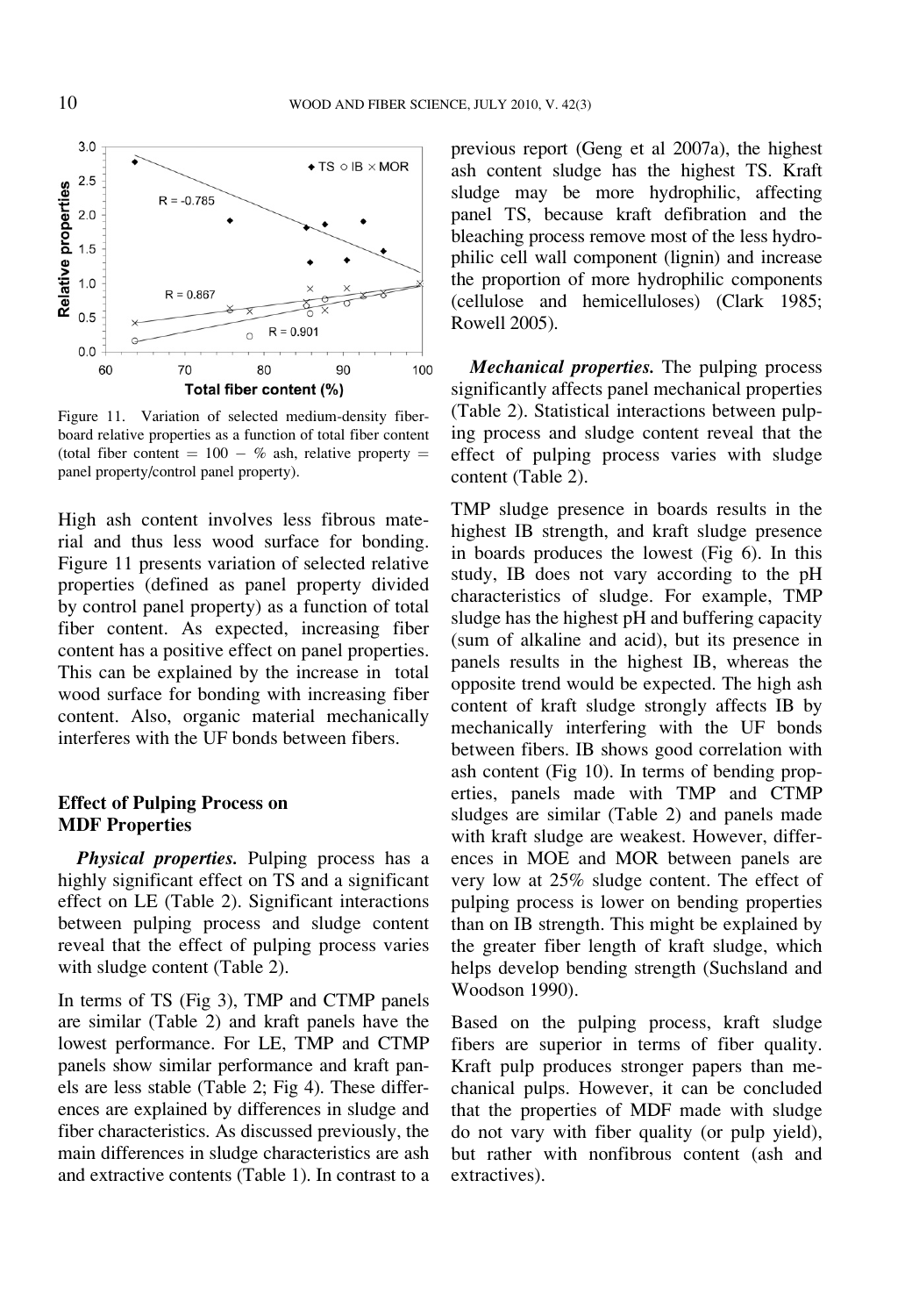Figure 11. Variation of selected medium-density fiberboard relative properties as a function of total fiber content (total fiber content = 100 − % ash, relative property = panel property/control panel property).

High ash content involves less fibrous material and thus less wood surface for bonding. Figure 11 presents variation of selected relative properties (defined as panel property divided by control panel property) as a function of total fiber content. As expected, increasing fiber content has a positive effect on panel properties. This can be explained by the increase in total wood surface for bonding with increasing fiber content. Also, organic material mechanically interferes with the UF bonds between fibers.

## Effect of Pulping Process on MDF Properties

***Physical properties.*** Pulping process has a highly significant effect on TS and a significant effect on LE (Table 2). Significant interactions between pulping process and sludge content reveal that the effect of pulping process varies with sludge content (Table 2).

In terms of TS (Fig 3), TMP and CTMP panels are similar (Table 2) and kraft panels have the lowest performance. For LE, TMP and CTMP panels show similar performance and kraft panels are less stable (Table 2; Fig 4). These differences are explained by differences in sludge and fiber characteristics. As discussed previously, the main differences in sludge characteristics are ash and extractive contents (Table 1). In contrast to a previous report (Geng et al 2007a), the highest ash content sludge has the highest TS. Kraft sludge may be more hydrophilic, affecting panel TS, because kraft defibration and the bleaching process remove most of the less hydrophilic cell wall component (lignin) and increase the proportion of more hydrophilic components (cellulose and hemicelluloses) (Clark 1985; Rowell 2005).

***Mechanical properties.*** The pulping process significantly affects panel mechanical properties (Table 2). Statistical interactions between pulping process and sludge content reveal that the effect of pulping process varies with sludge content (Table 2).

TMP sludge presence in boards results in the highest IB strength, and kraft sludge presence in boards produces the lowest (Fig 6). In this study, IB does not vary according to the pH characteristics of sludge. For example, TMP sludge has the highest pH and buffering capacity (sum of alkaline and acid), but its presence in panels results in the highest IB, whereas the opposite trend would be expected. The high ash content of kraft sludge strongly affects IB by mechanically interfering with the UF bonds between fibers. IB shows good correlation with ash content (Fig 10). In terms of bending properties, panels made with TMP and CTMP sludges are similar (Table 2) and panels made with kraft sludge are weakest. However, differences in MOE and MOR between panels are very low at 25% sludge content. The effect of pulping process is lower on bending properties than on IB strength. This might be explained by the greater fiber length of kraft sludge, which helps develop bending strength (Suchsland and Woodson 1990).

Based on the pulping process, kraft sludge fibers are superior in terms of fiber quality. Kraft pulp produces stronger papers than mechanical pulps. However, it can be concluded that the properties of MDF made with sludge do not vary with fiber quality (or pulp yield), but rather with nonfibrous content (ash and extractives).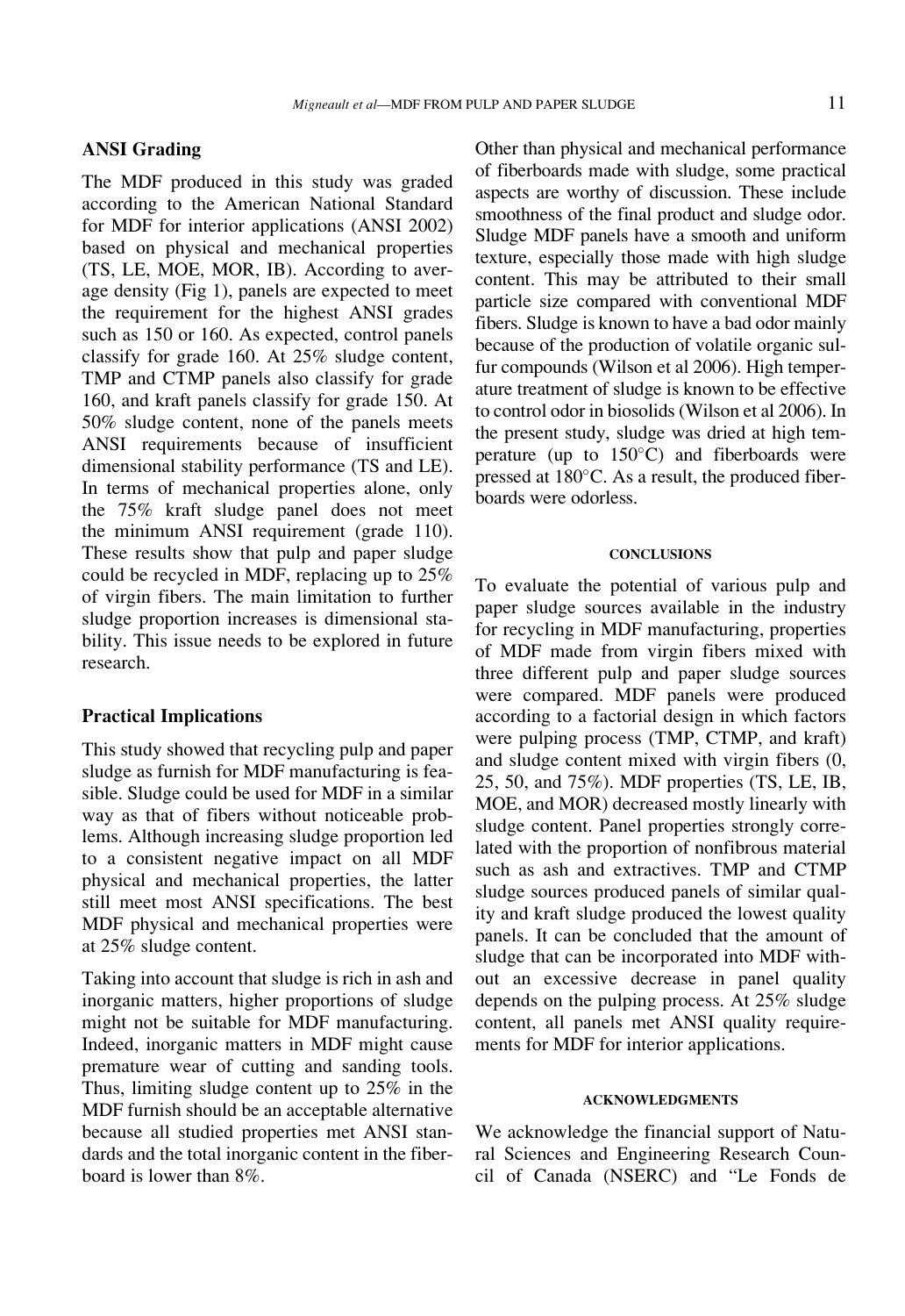### ANSI Grading

The MDF produced in this study was graded according to the American National Standard for MDF for interior applications (ANSI 2002) based on physical and mechanical properties (TS, LE, MOE, MOR, IB). According to average density (Fig 1), panels are expected to meet the requirement for the highest ANSI grades such as 150 or 160. As expected, control panels classify for grade 160. At 25% sludge content, TMP and CTMP panels also classify for grade 160, and kraft panels classify for grade 150. At 50% sludge content, none of the panels meets ANSI requirements because of insufficient dimensional stability performance (TS and LE). In terms of mechanical properties alone, only the 75% kraft sludge panel does not meet the minimum ANSI requirement (grade 110). These results show that pulp and paper sludge could be recycled in MDF, replacing up to 25% of virgin fibers. The main limitation to further sludge proportion increases is dimensional stability. This issue needs to be explored in future research.

### Practical Implications

This study showed that recycling pulp and paper sludge as furnish for MDF manufacturing is feasible. Sludge could be used for MDF in a similar way as that of fibers without noticeable problems. Although increasing sludge proportion led to a consistent negative impact on all MDF physical and mechanical properties, the latter still meet most ANSI specifications. The best MDF physical and mechanical properties were at 25% sludge content.

Taking into account that sludge is rich in ash and inorganic matters, higher proportions of sludge might not be suitable for MDF manufacturing. Indeed, inorganic matters in MDF might cause premature wear of cutting and sanding tools. Thus, limiting sludge content up to 25% in the MDF furnish should be an acceptable alternative because all studied properties met ANSI standards and the total inorganic content in the fiberboard is lower than 8%.

Other than physical and mechanical performance of fiberboards made with sludge, some practical aspects are worthy of discussion. These include smoothness of the final product and sludge odor. Sludge MDF panels have a smooth and uniform texture, especially those made with high sludge content. This may be attributed to their small particle size compared with conventional MDF fibers. Sludge is known to have a bad odor mainly because of the production of volatile organic sulfur compounds (Wilson et al 2006). High temperature treatment of sludge is known to be effective to control odor in biosolids (Wilson et al 2006). In the present study, sludge was dried at high temperature (up to 150°C) and fiberboards were pressed at 180°C. As a result, the produced fiberboards were odorless.

## CONCLUSIONS

To evaluate the potential of various pulp and paper sludge sources available in the industry for recycling in MDF manufacturing, properties of MDF made from virgin fibers mixed with three different pulp and paper sludge sources were compared. MDF panels were produced according to a factorial design in which factors were pulping process (TMP, CTMP, and kraft) and sludge content mixed with virgin fibers (0, 25, 50, and 75%). MDF properties (TS, LE, IB, MOE, and MOR) decreased mostly linearly with sludge content. Panel properties strongly correlated with the proportion of nonfibrous material such as ash and extractives. TMP and CTMP sludge sources produced panels of similar quality and kraft sludge produced the lowest quality panels. It can be concluded that the amount of sludge that can be incorporated into MDF without an excessive decrease in panel quality depends on the pulping process. At 25% sludge content, all panels met ANSI quality requirements for MDF for interior applications.

## ACKNOWLEDGMENTS

We acknowledge the financial support of Natural Sciences and Engineering Research Council of Canada (NSERC) and "Le Fonds de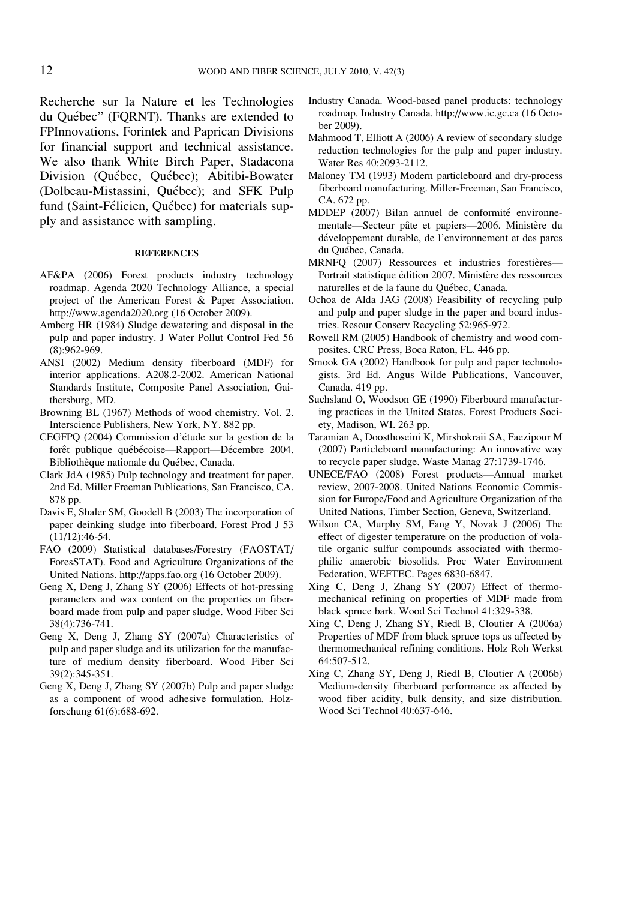Recherche sur la Nature et les Technologies du Québec" (FQRNT). Thanks are extended to FPInnovations, Forintek and Paprican Divisions for financial support and technical assistance. We also thank White Birch Paper, Stadacona Division (Québec, Québec); Abitibi-Bowater (Dolbeau-Mistassini, Québec); and SFK Pulp fund (Saint-Félicien, Québec) for materials supply and assistance with sampling.

## REFERENCES

AF&PA (2006) Forest products industry technology roadmap. Agenda 2020 Technology Alliance, a special project of the American Forest & Paper Association. http://www.agenda2020.org (16 October 2009).

Amberg HR (1984) Sludge dewatering and disposal in the pulp and paper industry. J Water Pollut Control Fed 56 (8):962-969.

ANSI (2002) Medium density fiberboard (MDF) for interior applications. A208.2-2002. American National Standards Institute, Composite Panel Association, Gaithersburg, MD.

Browning BL (1967) Methods of wood chemistry. Vol. 2. Interscience Publishers, New York, NY. 882 pp.

CEGFPQ (2004) Commission d'étude sur la gestion de la forêt publique québécoise—Rapport—Décembre 2004. Bibliothèque nationale du Québec, Canada.

Clark JdA (1985) Pulp technology and treatment for paper. 2nd Ed. Miller Freeman Publications, San Francisco, CA. 878 pp.

Davis E, Shaler SM, Goodell B (2003) The incorporation of paper deinking sludge into fiberboard. Forest Prod J 53 (11/12):46-54.

FAO (2009) Statistical databases/Forestry (FAOSTAT/ForesSTAT). Food and Agriculture Organizations of the United Nations. http://apps.fao.org (16 October 2009).

Geng X, Deng J, Zhang SY (2006) Effects of hot-pressing parameters and wax content on the properties on fiberboard made from pulp and paper sludge. Wood Fiber Sci 38(4):736-741.

Geng X, Deng J, Zhang SY (2007a) Characteristics of pulp and paper sludge and its utilization for the manufacture of medium density fiberboard. Wood Fiber Sci 39(2):345-351.

Geng X, Deng J, Zhang SY (2007b) Pulp and paper sludge as a component of wood adhesive formulation. Holzforschung 61(6):688-692.

Industry Canada. Wood-based panel products: technology roadmap. Industry Canada. http://www.ic.gc.ca (16 October 2009).

Mahmood T, Elliott A (2006) A review of secondary sludge reduction technologies for the pulp and paper industry. Water Res 40:2093-2112.

Maloney TM (1993) Modern particleboard and dry-process fiberboard manufacturing. Miller-Freeman, San Francisco, CA. 672 pp.

MDDEP (2007) Bilan annuel de conformité environnementale—Secteur pâte et papiers—2006. Ministère du développement durable, de l'environnement et des parcs du Québec, Canada.

MRNFQ (2007) Ressources et industries forestières—Portrait statistique édition 2007. Ministère des ressources naturelles et de la faune du Québec, Canada.

Ochoa de Alda JAG (2008) Feasibility of recycling pulp and pulp and paper sludge in the paper and board industries. Resour Conserv Recycling 52:965-972.

Rowell RM (2005) Handbook of chemistry and wood composites. CRC Press, Boca Raton, FL. 446 pp.

Smook GA (2002) Handbook for pulp and paper technologists. 3rd Ed. Angus Wilde Publications, Vancouver, Canada. 419 pp.

Suchsland O, Woodson GE (1990) Fiberboard manufacturing practices in the United States. Forest Products Society, Madison, WI. 263 pp.

Taramian A, Doosthoseini K, Mirshokraii SA, Faezipour M (2007) Particleboard manufacturing: An innovative way to recycle paper sludge. Waste Manag 27:1739-1746.

UNECE/FAO (2008) Forest products—Annual market review, 2007-2008. United Nations Economic Commission for Europe/Food and Agriculture Organization of the United Nations, Timber Section, Geneva, Switzerland.

Wilson CA, Murphy SM, Fang Y, Novak J (2006) The effect of digester temperature on the production of volatile organic sulfur compounds associated with thermophilic anaerobic biosolids. Proc Water Environment Federation, WEFTEC. Pages 6830-6847.

Xing C, Deng J, Zhang SY (2007) Effect of thermomechanical refining on properties of MDF made from black spruce bark. Wood Sci Technol 41:329-338.

Xing C, Deng J, Zhang SY, Riedl B, Cloutier A (2006a) Properties of MDF from black spruce tops as affected by thermomechanical refining conditions. Holz Roh Werkst 64:507-512.

Xing C, Zhang SY, Deng J, Riedl B, Cloutier A (2006b) Medium-density fiberboard performance as affected by wood fiber acidity, bulk density, and size distribution. Wood Sci Technol 40:637-646.